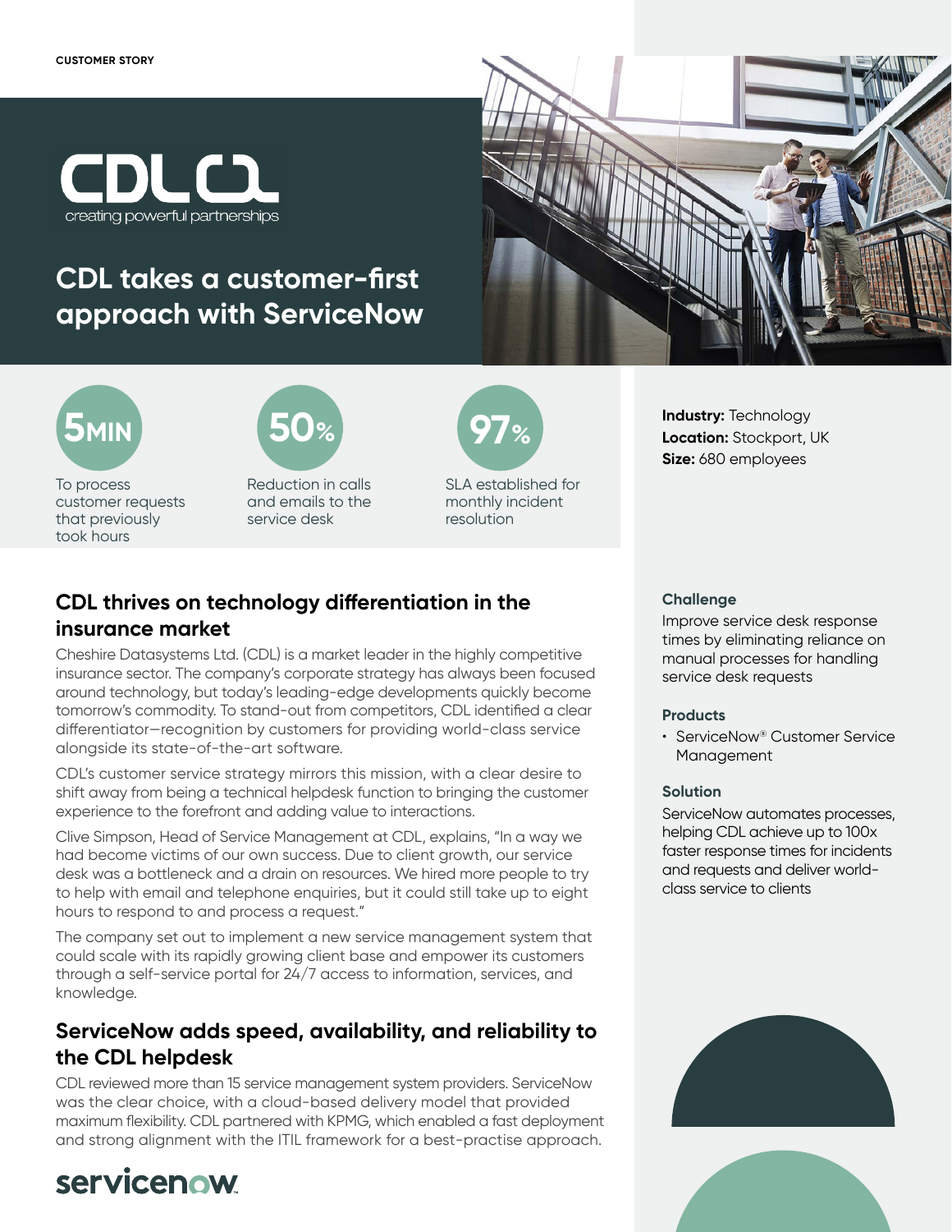CUSTOMER STORY

CDL
creating powerful partnerships

# CDL takes a customer-first approach with ServiceNow

**5MIN**
To process customer requests that previously took hours

**50%**
Reduction in calls and emails to the service desk

**97%**
SLA established for monthly incident resolution

**Industry:** Technology
**Location:** Stockport, UK
**Size:** 680 employees

## CDL thrives on technology differentiation in the insurance market

Cheshire Datasystems Ltd. (CDL) is a market leader in the highly competitive insurance sector. The company's corporate strategy has always been focused around technology, but today's leading-edge developments quickly become tomorrow's commodity. To stand-out from competitors, CDL identified a clear differentiator—recognition by customers for providing world-class service alongside its state-of-the-art software.

CDL's customer service strategy mirrors this mission, with a clear desire to shift away from being a technical helpdesk function to bringing the customer experience to the forefront and adding value to interactions.

Clive Simpson, Head of Service Management at CDL, explains, "In a way we had become victims of our own success. Due to client growth, our service desk was a bottleneck and a drain on resources. We hired more people to try to help with email and telephone enquiries, but it could still take up to eight hours to respond to and process a request."

The company set out to implement a new service management system that could scale with its rapidly growing client base and empower its customers through a self-service portal for 24/7 access to information, services, and knowledge.

## ServiceNow adds speed, availability, and reliability to the CDL helpdesk

CDL reviewed more than 15 service management system providers. ServiceNow was the clear choice, with a cloud-based delivery model that provided maximum flexibility. CDL partnered with KPMG, which enabled a fast deployment and strong alignment with the ITIL framework for a best-practise approach.

### Challenge

Improve service desk response times by eliminating reliance on manual processes for handling service desk requests

### Products

- ServiceNow® Customer Service Management

### Solution

ServiceNow automates processes, helping CDL achieve up to 100x faster response times for incidents and requests and deliver world-class service to clients

servicenow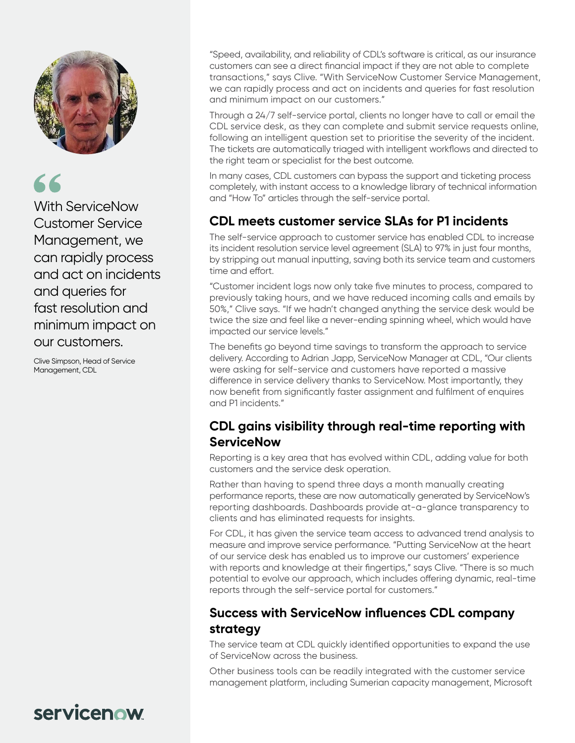> With ServiceNow Customer Service Management, we can rapidly process and act on incidents and queries for fast resolution and minimum impact on our customers.
>
> Clive Simpson, Head of Service Management, CDL

"Speed, availability, and reliability of CDL's software is critical, as our insurance customers can see a direct financial impact if they are not able to complete transactions," says Clive. "With ServiceNow Customer Service Management, we can rapidly process and act on incidents and queries for fast resolution and minimum impact on our customers."

Through a 24/7 self-service portal, clients no longer have to call or email the CDL service desk, as they can complete and submit service requests online, following an intelligent question set to prioritise the severity of the incident. The tickets are automatically triaged with intelligent workflows and directed to the right team or specialist for the best outcome.

In many cases, CDL customers can bypass the support and ticketing process completely, with instant access to a knowledge library of technical information and "How To" articles through the self-service portal.

## CDL meets customer service SLAs for P1 incidents

The self-service approach to customer service has enabled CDL to increase its incident resolution service level agreement (SLA) to 97% in just four months, by stripping out manual inputting, saving both its service team and customers time and effort.

"Customer incident logs now only take five minutes to process, compared to previously taking hours, and we have reduced incoming calls and emails by 50%," Clive says. "If we hadn't changed anything the service desk would be twice the size and feel like a never-ending spinning wheel, which would have impacted our service levels."

The benefits go beyond time savings to transform the approach to service delivery. According to Adrian Japp, ServiceNow Manager at CDL, "Our clients were asking for self-service and customers have reported a massive difference in service delivery thanks to ServiceNow. Most importantly, they now benefit from significantly faster assignment and fulfilment of enquires and P1 incidents."

## CDL gains visibility through real-time reporting with ServiceNow

Reporting is a key area that has evolved within CDL, adding value for both customers and the service desk operation.

Rather than having to spend three days a month manually creating performance reports, these are now automatically generated by ServiceNow's reporting dashboards. Dashboards provide at-a-glance transparency to clients and has eliminated requests for insights.

For CDL, it has given the service team access to advanced trend analysis to measure and improve service performance. "Putting ServiceNow at the heart of our service desk has enabled us to improve our customers' experience with reports and knowledge at their fingertips," says Clive. "There is so much potential to evolve our approach, which includes offering dynamic, real-time reports through the self-service portal for customers."

## Success with ServiceNow influences CDL company strategy

The service team at CDL quickly identified opportunities to expand the use of ServiceNow across the business.

Other business tools can be readily integrated with the customer service management platform, including Sumerian capacity management, Microsoft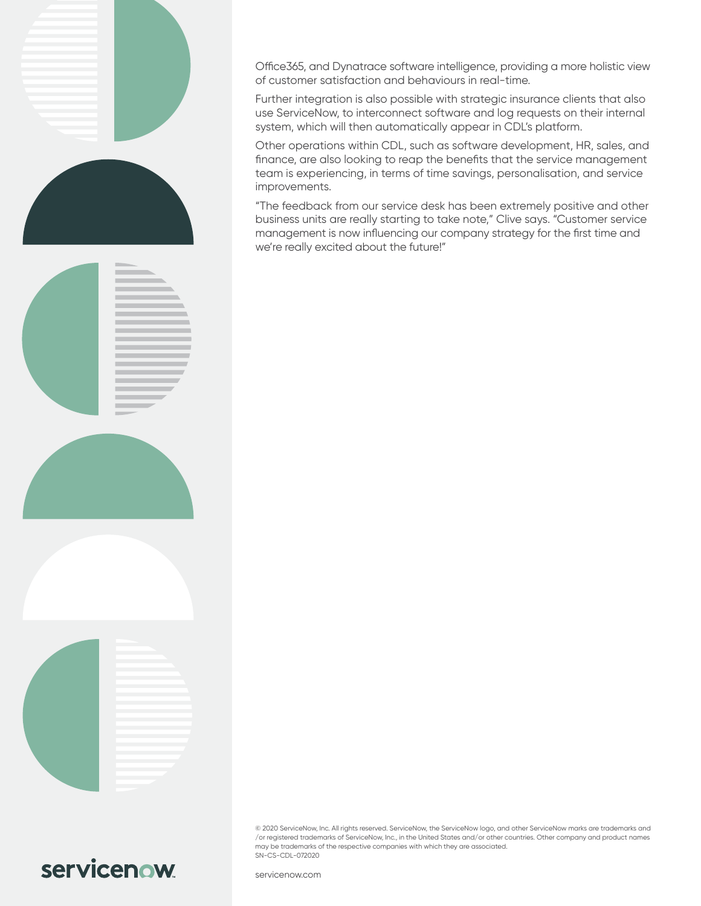Office365, and Dynatrace software intelligence, providing a more holistic view of customer satisfaction and behaviours in real-time.

Further integration is also possible with strategic insurance clients that also use ServiceNow, to interconnect software and log requests on their internal system, which will then automatically appear in CDL's platform.

Other operations within CDL, such as software development, HR, sales, and finance, are also looking to reap the benefits that the service management team is experiencing, in terms of time savings, personalisation, and service improvements.

"The feedback from our service desk has been extremely positive and other business units are really starting to take note," Clive says. "Customer service management is now influencing our company strategy for the first time and we're really excited about the future!"

© 2020 ServiceNow, Inc. All rights reserved. ServiceNow, the ServiceNow logo, and other ServiceNow marks are trademarks and /or registered trademarks of ServiceNow, Inc., in the United States and/or other countries. Other company and product names may be trademarks of the respective companies with which they are associated.
SN-CS-CDL-072020

servicenow.com